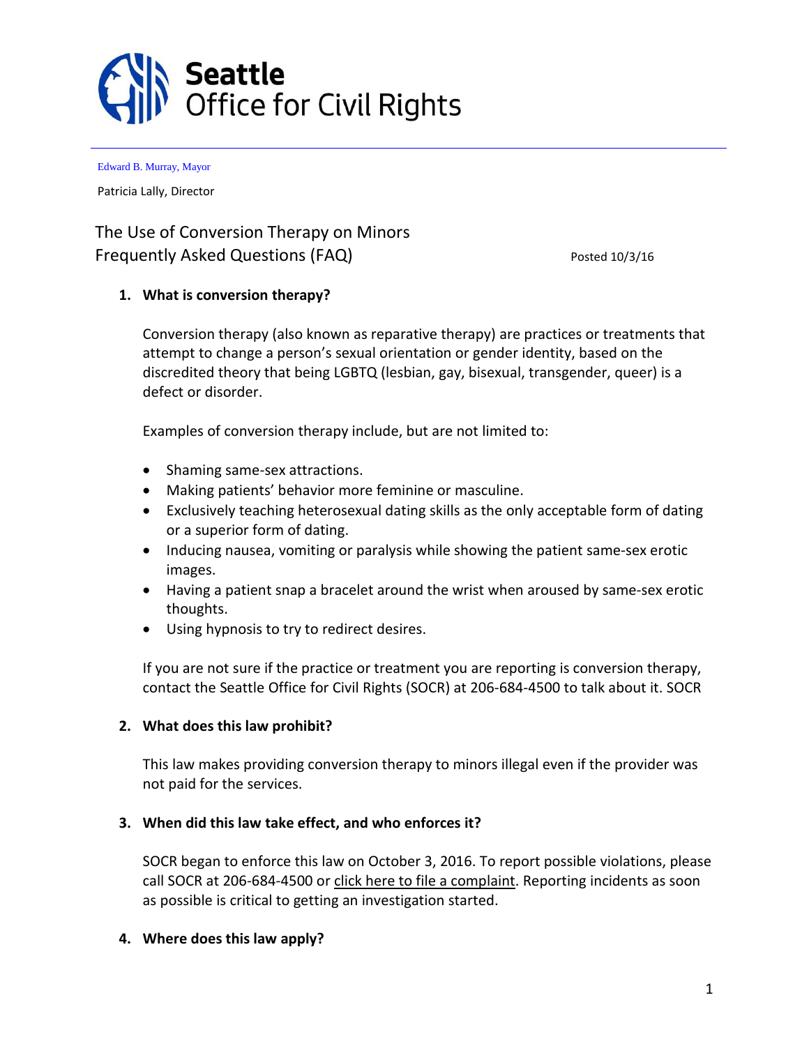# Seattle Office for Civil Rights

Edward B. Murray, Mayor

Patricia Lally, Director

## The Use of Conversion Therapy on Minors Frequently Asked Questions (FAQ)

Posted 10/3/16

1. **What is conversion therapy?**

   Conversion therapy (also known as reparative therapy) are practices or treatments that attempt to change a person's sexual orientation or gender identity, based on the discredited theory that being LGBTQ (lesbian, gay, bisexual, transgender, queer) is a defect or disorder.

   Examples of conversion therapy include, but are not limited to:

   - Shaming same-sex attractions.
   - Making patients' behavior more feminine or masculine.
   - Exclusively teaching heterosexual dating skills as the only acceptable form of dating or a superior form of dating.
   - Inducing nausea, vomiting or paralysis while showing the patient same-sex erotic images.
   - Having a patient snap a bracelet around the wrist when aroused by same-sex erotic thoughts.
   - Using hypnosis to try to redirect desires.

   If you are not sure if the practice or treatment you are reporting is conversion therapy, contact the Seattle Office for Civil Rights (SOCR) at 206-684-4500 to talk about it. SOCR

2. **What does this law prohibit?**

   This law makes providing conversion therapy to minors illegal even if the provider was not paid for the services.

3. **When did this law take effect, and who enforces it?**

   SOCR began to enforce this law on October 3, 2016. To report possible violations, please call SOCR at 206-684-4500 or click here to file a complaint. Reporting incidents as soon as possible is critical to getting an investigation started.

4. **Where does this law apply?**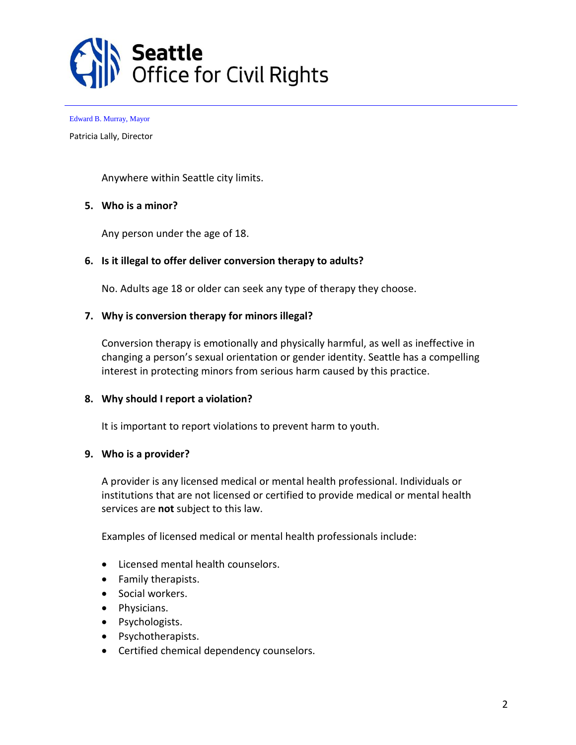Seattle
Office for Civil Rights

Edward B. Murray, Mayor

Patricia Lally, Director

Anywhere within Seattle city limits.

**5. Who is a minor?**

Any person under the age of 18.

**6. Is it illegal to offer deliver conversion therapy to adults?**

No. Adults age 18 or older can seek any type of therapy they choose.

**7. Why is conversion therapy for minors illegal?**

Conversion therapy is emotionally and physically harmful, as well as ineffective in changing a person's sexual orientation or gender identity. Seattle has a compelling interest in protecting minors from serious harm caused by this practice.

**8. Why should I report a violation?**

It is important to report violations to prevent harm to youth.

**9. Who is a provider?**

A provider is any licensed medical or mental health professional. Individuals or institutions that are not licensed or certified to provide medical or mental health services are **not** subject to this law.

Examples of licensed medical or mental health professionals include:

- Licensed mental health counselors.
- Family therapists.
- Social workers.
- Physicians.
- Psychologists.
- Psychotherapists.
- Certified chemical dependency counselors.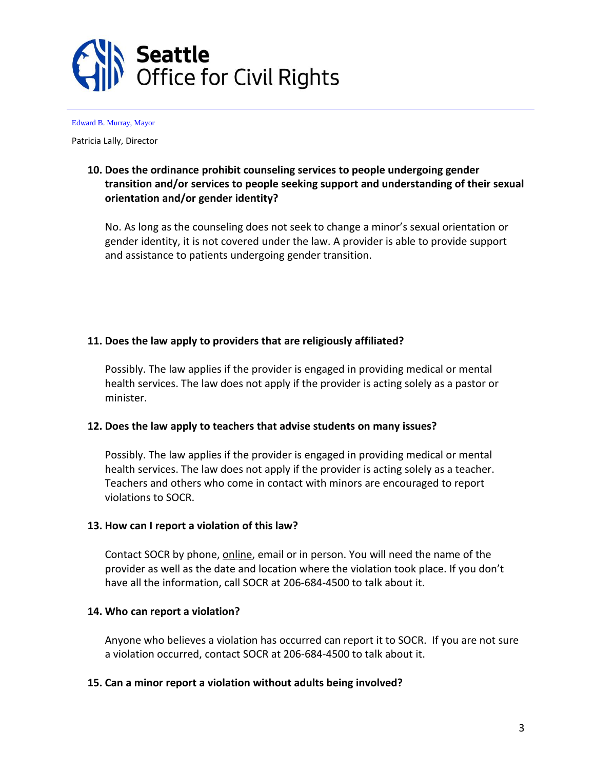# Seattle Office for Civil Rights

Edward B. Murray, Mayor

Patricia Lally, Director

**10. Does the ordinance prohibit counseling services to people undergoing gender transition and/or services to people seeking support and understanding of their sexual orientation and/or gender identity?**

No. As long as the counseling does not seek to change a minor's sexual orientation or gender identity, it is not covered under the law. A provider is able to provide support and assistance to patients undergoing gender transition.

**11. Does the law apply to providers that are religiously affiliated?**

Possibly. The law applies if the provider is engaged in providing medical or mental health services. The law does not apply if the provider is acting solely as a pastor or minister.

**12. Does the law apply to teachers that advise students on many issues?**

Possibly. The law applies if the provider is engaged in providing medical or mental health services. The law does not apply if the provider is acting solely as a teacher. Teachers and others who come in contact with minors are encouraged to report violations to SOCR.

**13. How can I report a violation of this law?**

Contact SOCR by phone, online, email or in person. You will need the name of the provider as well as the date and location where the violation took place. If you don't have all the information, call SOCR at 206-684-4500 to talk about it.

**14. Who can report a violation?**

Anyone who believes a violation has occurred can report it to SOCR. If you are not sure a violation occurred, contact SOCR at 206-684-4500 to talk about it.

**15. Can a minor report a violation without adults being involved?**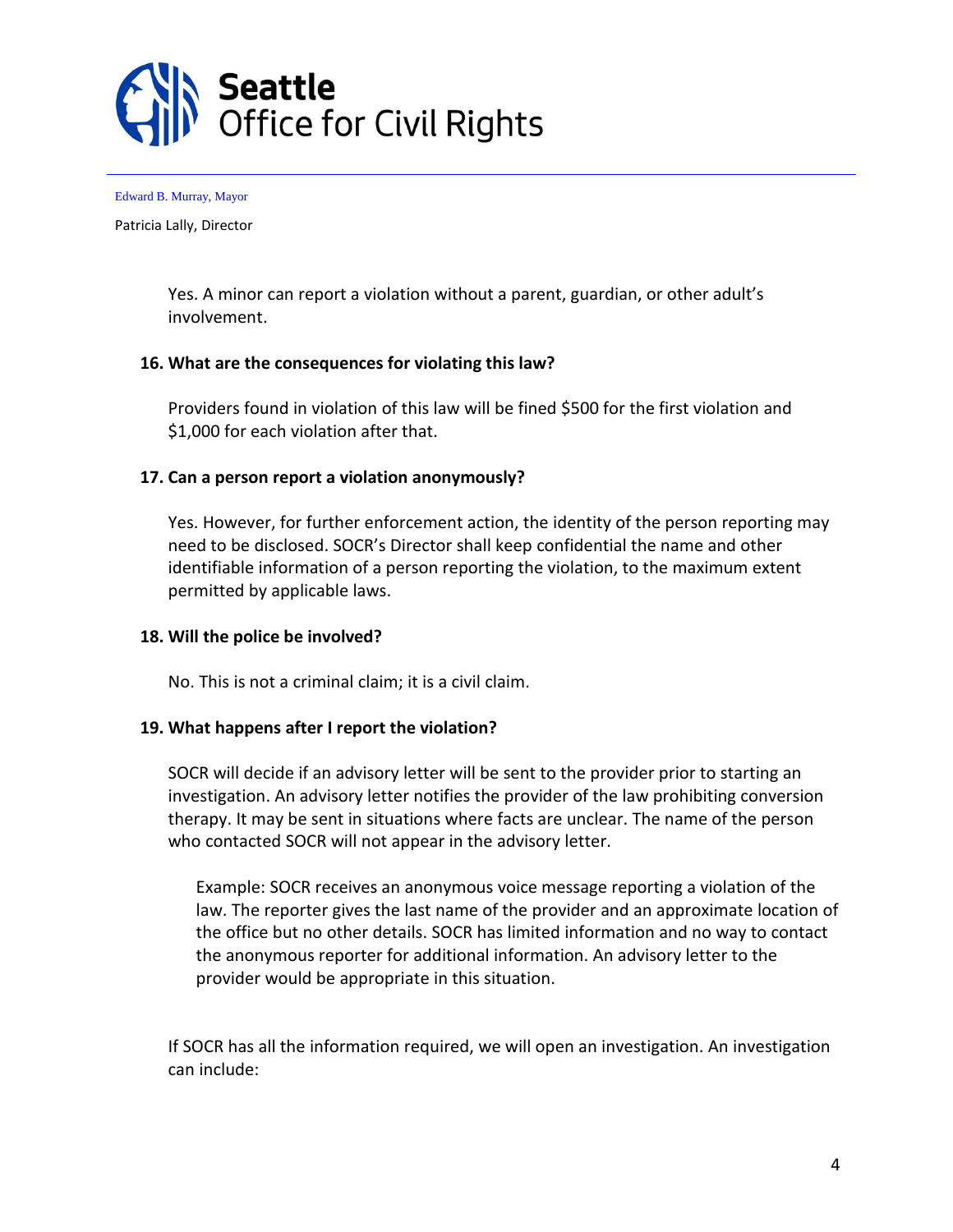Yes. A minor can report a violation without a parent, guardian, or other adult's involvement.

**16. What are the consequences for violating this law?**

Providers found in violation of this law will be fined $500 for the first violation and $1,000 for each violation after that.

**17. Can a person report a violation anonymously?**

Yes. However, for further enforcement action, the identity of the person reporting may need to be disclosed. SOCR's Director shall keep confidential the name and other identifiable information of a person reporting the violation, to the maximum extent permitted by applicable laws.

**18. Will the police be involved?**

No. This is not a criminal claim; it is a civil claim.

**19. What happens after I report the violation?**

SOCR will decide if an advisory letter will be sent to the provider prior to starting an investigation. An advisory letter notifies the provider of the law prohibiting conversion therapy. It may be sent in situations where facts are unclear. The name of the person who contacted SOCR will not appear in the advisory letter.

> Example: SOCR receives an anonymous voice message reporting a violation of the law. The reporter gives the last name of the provider and an approximate location of the office but no other details. SOCR has limited information and no way to contact the anonymous reporter for additional information. An advisory letter to the provider would be appropriate in this situation.

If SOCR has all the information required, we will open an investigation. An investigation can include: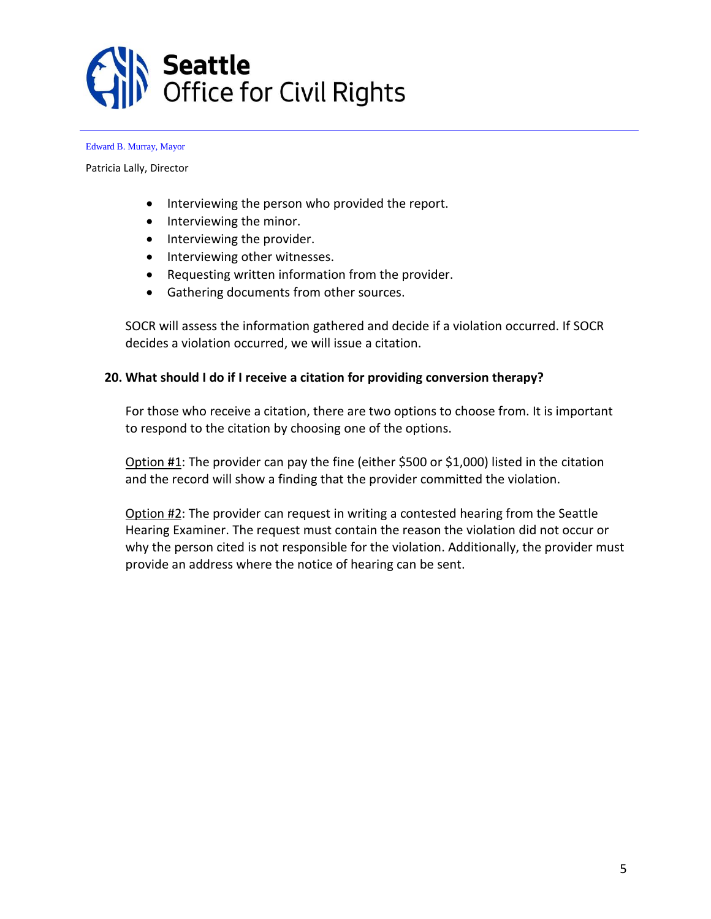Edward B. Murray, Mayor

Patricia Lally, Director

- Interviewing the person who provided the report.
- Interviewing the minor.
- Interviewing the provider.
- Interviewing other witnesses.
- Requesting written information from the provider.
- Gathering documents from other sources.

SOCR will assess the information gathered and decide if a violation occurred. If SOCR decides a violation occurred, we will issue a citation.

**20. What should I do if I receive a citation for providing conversion therapy?**

For those who receive a citation, there are two options to choose from. It is important to respond to the citation by choosing one of the options.

<u>Option #1</u>: The provider can pay the fine (either $500 or $1,000) listed in the citation and the record will show a finding that the provider committed the violation.

<u>Option #2</u>: The provider can request in writing a contested hearing from the Seattle Hearing Examiner. The request must contain the reason the violation did not occur or why the person cited is not responsible for the violation. Additionally, the provider must provide an address where the notice of hearing can be sent.